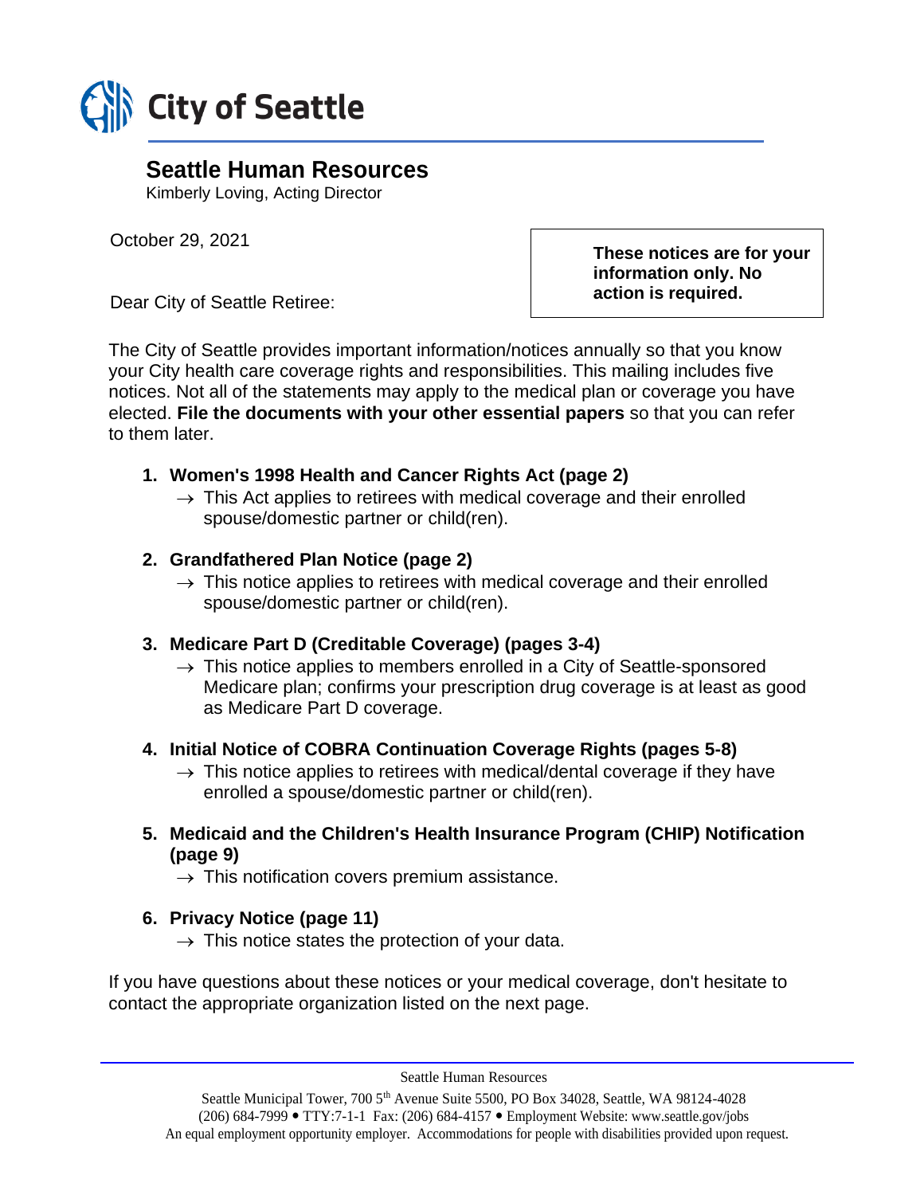# City of Seattle

## Seattle Human Resources

Kimberly Loving, Acting Director

October 29, 2021

**These notices are for your information only. No action is required.**

Dear City of Seattle Retiree:

The City of Seattle provides important information/notices annually so that you know your City health care coverage rights and responsibilities. This mailing includes five notices. Not all of the statements may apply to the medical plan or coverage you have elected. **File the documents with your other essential papers** so that you can refer to them later.

1. **Women's 1998 Health and Cancer Rights Act (page 2)**
   - → This Act applies to retirees with medical coverage and their enrolled spouse/domestic partner or child(ren).
2. **Grandfathered Plan Notice (page 2)**
   - → This notice applies to retirees with medical coverage and their enrolled spouse/domestic partner or child(ren).
3. **Medicare Part D (Creditable Coverage) (pages 3-4)**
   - → This notice applies to members enrolled in a City of Seattle-sponsored Medicare plan; confirms your prescription drug coverage is at least as good as Medicare Part D coverage.
4. **Initial Notice of COBRA Continuation Coverage Rights (pages 5-8)**
   - → This notice applies to retirees with medical/dental coverage if they have enrolled a spouse/domestic partner or child(ren).
5. **Medicaid and the Children's Health Insurance Program (CHIP) Notification (page 9)**
   - → This notification covers premium assistance.
6. **Privacy Notice (page 11)**
   - → This notice states the protection of your data.

If you have questions about these notices or your medical coverage, don't hesitate to contact the appropriate organization listed on the next page.

Seattle Human Resources

Seattle Municipal Tower, 700 5th Avenue Suite 5500, PO Box 34028, Seattle, WA 98124-4028
(206) 684-7999 • TTY:7-1-1 Fax: (206) 684-4157 • Employment Website: www.seattle.gov/jobs
An equal employment opportunity employer. Accommodations for people with disabilities provided upon request.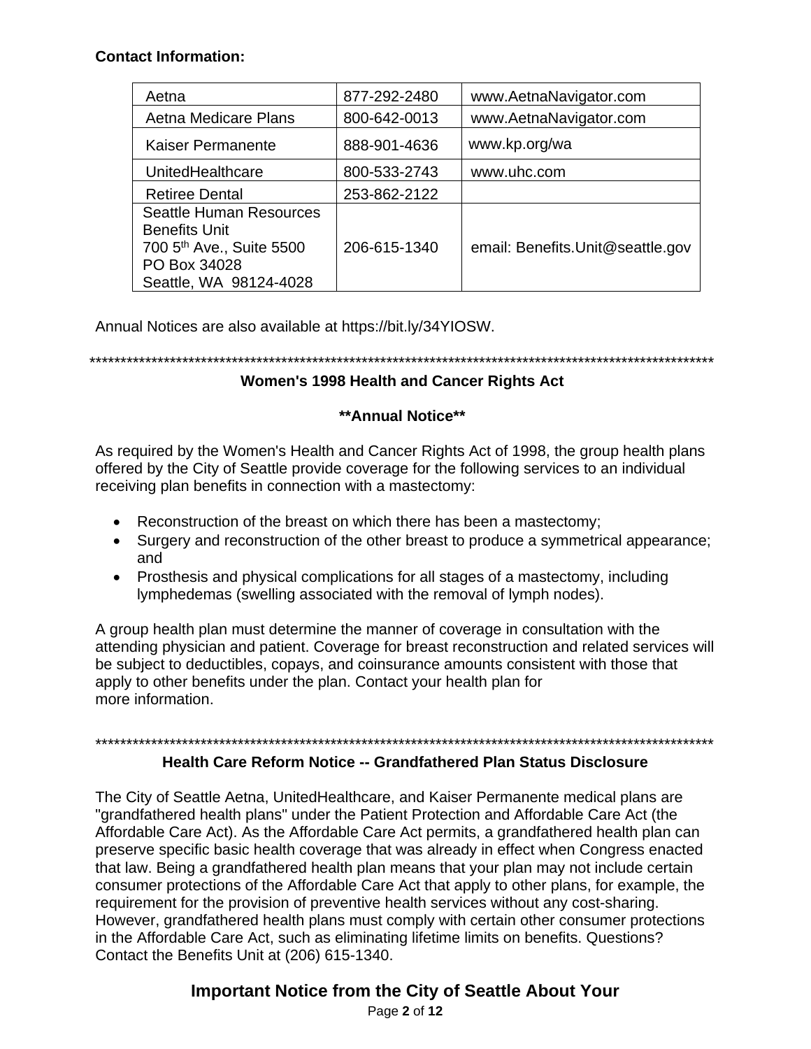**Contact Information:**

| | | |
|---|---|---|
| Aetna | 877-292-2480 | www.AetnaNavigator.com |
| Aetna Medicare Plans | 800-642-0013 | www.AetnaNavigator.com |
| Kaiser Permanente | 888-901-4636 | www.kp.org/wa |
| UnitedHealthcare | 800-533-2743 | www.uhc.com |
| Retiree Dental | 253-862-2122 | |
| Seattle Human Resources Benefits Unit 700 5th Ave., Suite 5500 PO Box 34028 Seattle, WA 98124-4028 | 206-615-1340 | email: Benefits.Unit@seattle.gov |

Annual Notices are also available at https://bit.ly/34YIOSW.

*****************************************************************************************************

## Women's 1998 Health and Cancer Rights Act

**\*\*Annual Notice\*\***

As required by the Women's Health and Cancer Rights Act of 1998, the group health plans offered by the City of Seattle provide coverage for the following services to an individual receiving plan benefits in connection with a mastectomy:

- Reconstruction of the breast on which there has been a mastectomy;
- Surgery and reconstruction of the other breast to produce a symmetrical appearance; and
- Prosthesis and physical complications for all stages of a mastectomy, including lymphedemas (swelling associated with the removal of lymph nodes).

A group health plan must determine the manner of coverage in consultation with the attending physician and patient. Coverage for breast reconstruction and related services will be subject to deductibles, copays, and coinsurance amounts consistent with those that apply to other benefits under the plan. Contact your health plan for more information.

*****************************************************************************************************

## Health Care Reform Notice -- Grandfathered Plan Status Disclosure

The City of Seattle Aetna, UnitedHealthcare, and Kaiser Permanente medical plans are "grandfathered health plans" under the Patient Protection and Affordable Care Act (the Affordable Care Act). As the Affordable Care Act permits, a grandfathered health plan can preserve specific basic health coverage that was already in effect when Congress enacted that law. Being a grandfathered health plan means that your plan may not include certain consumer protections of the Affordable Care Act that apply to other plans, for example, the requirement for the provision of preventive health services without any cost-sharing. However, grandfathered health plans must comply with certain other consumer protections in the Affordable Care Act, such as eliminating lifetime limits on benefits. Questions? Contact the Benefits Unit at (206) 615-1340.

## Important Notice from the City of Seattle About Your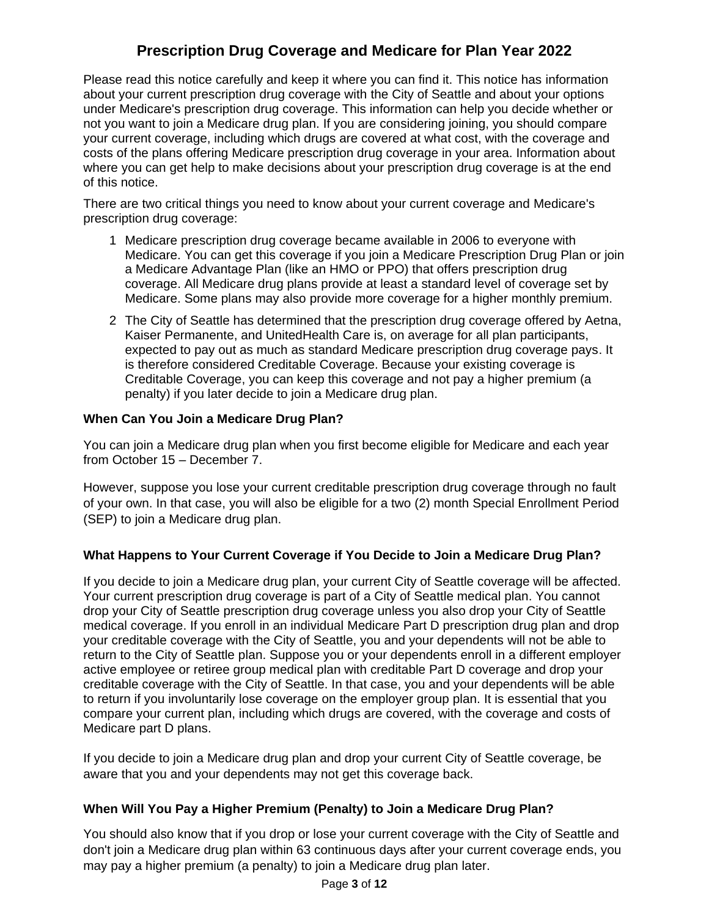# Prescription Drug Coverage and Medicare for Plan Year 2022

Please read this notice carefully and keep it where you can find it. This notice has information about your current prescription drug coverage with the City of Seattle and about your options under Medicare's prescription drug coverage. This information can help you decide whether or not you want to join a Medicare drug plan. If you are considering joining, you should compare your current coverage, including which drugs are covered at what cost, with the coverage and costs of the plans offering Medicare prescription drug coverage in your area. Information about where you can get help to make decisions about your prescription drug coverage is at the end of this notice.

There are two critical things you need to know about your current coverage and Medicare's prescription drug coverage:

1. Medicare prescription drug coverage became available in 2006 to everyone with Medicare. You can get this coverage if you join a Medicare Prescription Drug Plan or join a Medicare Advantage Plan (like an HMO or PPO) that offers prescription drug coverage. All Medicare drug plans provide at least a standard level of coverage set by Medicare. Some plans may also provide more coverage for a higher monthly premium.
2. The City of Seattle has determined that the prescription drug coverage offered by Aetna, Kaiser Permanente, and UnitedHealth Care is, on average for all plan participants, expected to pay out as much as standard Medicare prescription drug coverage pays. It is therefore considered Creditable Coverage. Because your existing coverage is Creditable Coverage, you can keep this coverage and not pay a higher premium (a penalty) if you later decide to join a Medicare drug plan.

### When Can You Join a Medicare Drug Plan?

You can join a Medicare drug plan when you first become eligible for Medicare and each year from October 15 – December 7.

However, suppose you lose your current creditable prescription drug coverage through no fault of your own. In that case, you will also be eligible for a two (2) month Special Enrollment Period (SEP) to join a Medicare drug plan.

### What Happens to Your Current Coverage if You Decide to Join a Medicare Drug Plan?

If you decide to join a Medicare drug plan, your current City of Seattle coverage will be affected. Your current prescription drug coverage is part of a City of Seattle medical plan. You cannot drop your City of Seattle prescription drug coverage unless you also drop your City of Seattle medical coverage. If you enroll in an individual Medicare Part D prescription drug plan and drop your creditable coverage with the City of Seattle, you and your dependents will not be able to return to the City of Seattle plan. Suppose you or your dependents enroll in a different employer active employee or retiree group medical plan with creditable Part D coverage and drop your creditable coverage with the City of Seattle. In that case, you and your dependents will be able to return if you involuntarily lose coverage on the employer group plan. It is essential that you compare your current plan, including which drugs are covered, with the coverage and costs of Medicare part D plans.

If you decide to join a Medicare drug plan and drop your current City of Seattle coverage, be aware that you and your dependents may not get this coverage back.

### When Will You Pay a Higher Premium (Penalty) to Join a Medicare Drug Plan?

You should also know that if you drop or lose your current coverage with the City of Seattle and don't join a Medicare drug plan within 63 continuous days after your current coverage ends, you may pay a higher premium (a penalty) to join a Medicare drug plan later.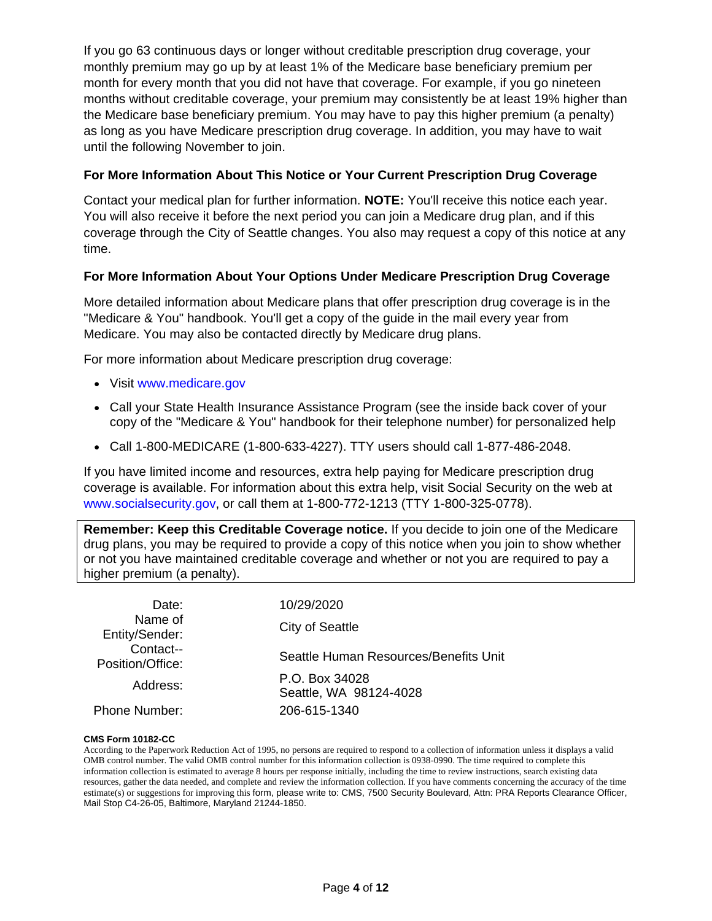If you go 63 continuous days or longer without creditable prescription drug coverage, your monthly premium may go up by at least 1% of the Medicare base beneficiary premium per month for every month that you did not have that coverage. For example, if you go nineteen months without creditable coverage, your premium may consistently be at least 19% higher than the Medicare base beneficiary premium. You may have to pay this higher premium (a penalty) as long as you have Medicare prescription drug coverage. In addition, you may have to wait until the following November to join.

### For More Information About This Notice or Your Current Prescription Drug Coverage

Contact your medical plan for further information. **NOTE:** You'll receive this notice each year. You will also receive it before the next period you can join a Medicare drug plan, and if this coverage through the City of Seattle changes. You also may request a copy of this notice at any time.

### For More Information About Your Options Under Medicare Prescription Drug Coverage

More detailed information about Medicare plans that offer prescription drug coverage is in the "Medicare & You" handbook. You'll get a copy of the guide in the mail every year from Medicare. You may also be contacted directly by Medicare drug plans.

For more information about Medicare prescription drug coverage:

- Visit www.medicare.gov
- Call your State Health Insurance Assistance Program (see the inside back cover of your copy of the "Medicare & You" handbook for their telephone number) for personalized help
- Call 1-800-MEDICARE (1-800-633-4227). TTY users should call 1-877-486-2048.

If you have limited income and resources, extra help paying for Medicare prescription drug coverage is available. For information about this extra help, visit Social Security on the web at www.socialsecurity.gov, or call them at 1-800-772-1213 (TTY 1-800-325-0778).

**Remember: Keep this Creditable Coverage notice.** If you decide to join one of the Medicare drug plans, you may be required to provide a copy of this notice when you join to show whether or not you have maintained creditable coverage and whether or not you are required to pay a higher premium (a penalty).

| | |
|---|---|
| Date: | 10/29/2020 |
| Name of Entity/Sender: | City of Seattle |
| Contact--Position/Office: | Seattle Human Resources/Benefits Unit |
| Address: | P.O. Box 34028<br>Seattle, WA 98124-4028 |
| Phone Number: | 206-615-1340 |

**CMS Form 10182-CC**

According to the Paperwork Reduction Act of 1995, no persons are required to respond to a collection of information unless it displays a valid OMB control number. The valid OMB control number for this information collection is 0938-0990. The time required to complete this information collection is estimated to average 8 hours per response initially, including the time to review instructions, search existing data resources, gather the data needed, and complete and review the information collection. If you have comments concerning the accuracy of the time estimate(s) or suggestions for improving this form, please write to: CMS, 7500 Security Boulevard, Attn: PRA Reports Clearance Officer, Mail Stop C4-26-05, Baltimore, Maryland 21244-1850.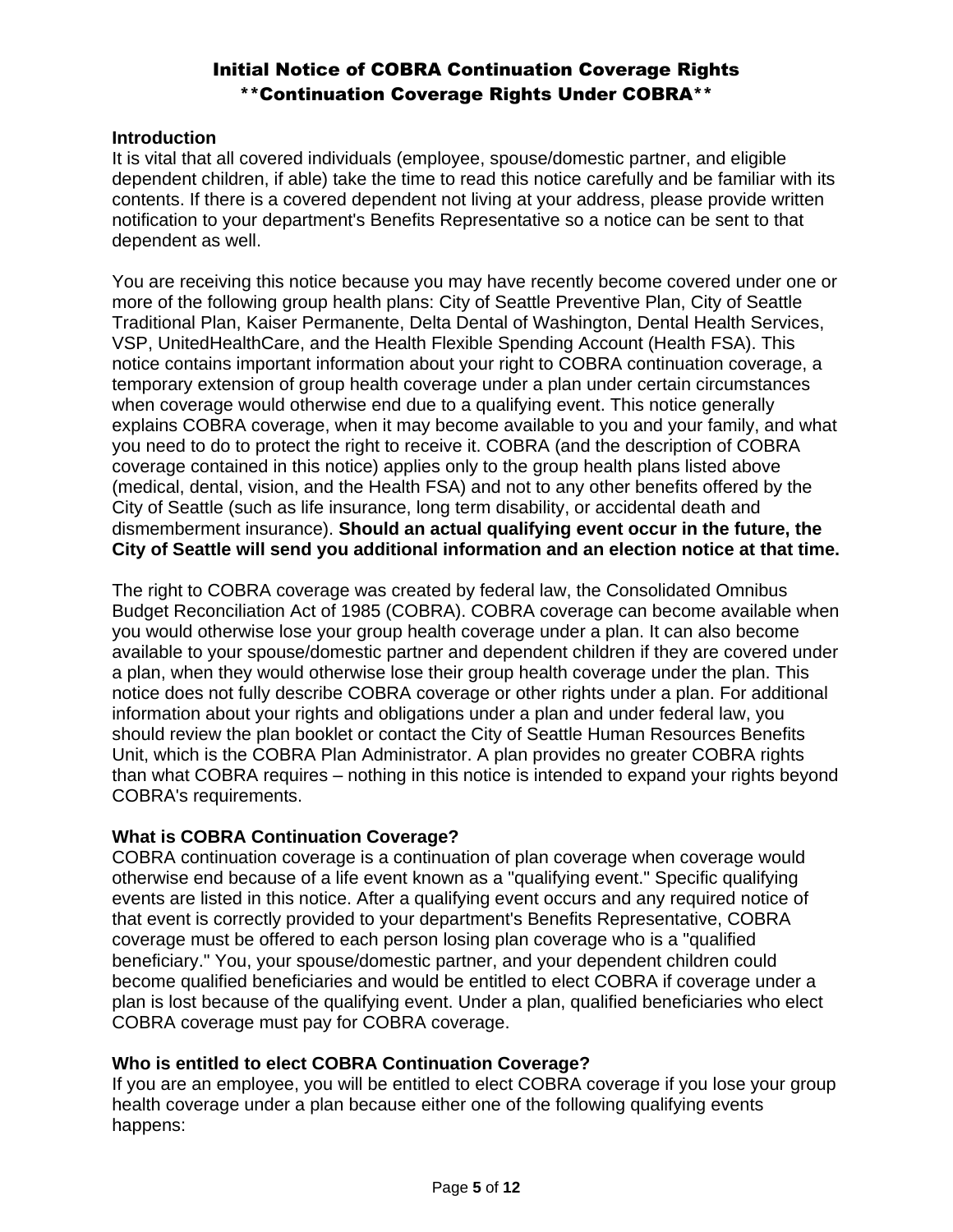# Initial Notice of COBRA Continuation Coverage Rights
## **Continuation Coverage Rights Under COBRA**

### Introduction

It is vital that all covered individuals (employee, spouse/domestic partner, and eligible dependent children, if able) take the time to read this notice carefully and be familiar with its contents. If there is a covered dependent not living at your address, please provide written notification to your department's Benefits Representative so a notice can be sent to that dependent as well.

You are receiving this notice because you may have recently become covered under one or more of the following group health plans: City of Seattle Preventive Plan, City of Seattle Traditional Plan, Kaiser Permanente, Delta Dental of Washington, Dental Health Services, VSP, UnitedHealthCare, and the Health Flexible Spending Account (Health FSA). This notice contains important information about your right to COBRA continuation coverage, a temporary extension of group health coverage under a plan under certain circumstances when coverage would otherwise end due to a qualifying event. This notice generally explains COBRA coverage, when it may become available to you and your family, and what you need to do to protect the right to receive it. COBRA (and the description of COBRA coverage contained in this notice) applies only to the group health plans listed above (medical, dental, vision, and the Health FSA) and not to any other benefits offered by the City of Seattle (such as life insurance, long term disability, or accidental death and dismemberment insurance). **Should an actual qualifying event occur in the future, the City of Seattle will send you additional information and an election notice at that time.**

The right to COBRA coverage was created by federal law, the Consolidated Omnibus Budget Reconciliation Act of 1985 (COBRA). COBRA coverage can become available when you would otherwise lose your group health coverage under a plan. It can also become available to your spouse/domestic partner and dependent children if they are covered under a plan, when they would otherwise lose their group health coverage under the plan. This notice does not fully describe COBRA coverage or other rights under a plan. For additional information about your rights and obligations under a plan and under federal law, you should review the plan booklet or contact the City of Seattle Human Resources Benefits Unit, which is the COBRA Plan Administrator. A plan provides no greater COBRA rights than what COBRA requires – nothing in this notice is intended to expand your rights beyond COBRA's requirements.

### What is COBRA Continuation Coverage?

COBRA continuation coverage is a continuation of plan coverage when coverage would otherwise end because of a life event known as a "qualifying event." Specific qualifying events are listed in this notice. After a qualifying event occurs and any required notice of that event is correctly provided to your department's Benefits Representative, COBRA coverage must be offered to each person losing plan coverage who is a "qualified beneficiary." You, your spouse/domestic partner, and your dependent children could become qualified beneficiaries and would be entitled to elect COBRA if coverage under a plan is lost because of the qualifying event. Under a plan, qualified beneficiaries who elect COBRA coverage must pay for COBRA coverage.

### Who is entitled to elect COBRA Continuation Coverage?

If you are an employee, you will be entitled to elect COBRA coverage if you lose your group health coverage under a plan because either one of the following qualifying events happens: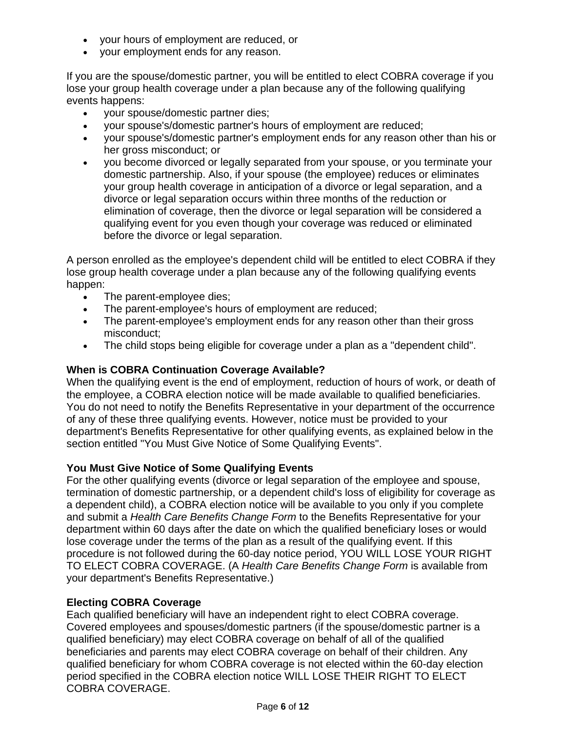- your hours of employment are reduced, or
- your employment ends for any reason.

If you are the spouse/domestic partner, you will be entitled to elect COBRA coverage if you lose your group health coverage under a plan because any of the following qualifying events happens:

- your spouse/domestic partner dies;
- your spouse's/domestic partner's hours of employment are reduced;
- your spouse's/domestic partner's employment ends for any reason other than his or her gross misconduct; or
- you become divorced or legally separated from your spouse, or you terminate your domestic partnership. Also, if your spouse (the employee) reduces or eliminates your group health coverage in anticipation of a divorce or legal separation, and a divorce or legal separation occurs within three months of the reduction or elimination of coverage, then the divorce or legal separation will be considered a qualifying event for you even though your coverage was reduced or eliminated before the divorce or legal separation.

A person enrolled as the employee's dependent child will be entitled to elect COBRA if they lose group health coverage under a plan because any of the following qualifying events happen:

- The parent-employee dies;
- The parent-employee's hours of employment are reduced;
- The parent-employee's employment ends for any reason other than their gross misconduct;
- The child stops being eligible for coverage under a plan as a "dependent child".

**When is COBRA Continuation Coverage Available?**

When the qualifying event is the end of employment, reduction of hours of work, or death of the employee, a COBRA election notice will be made available to qualified beneficiaries. You do not need to notify the Benefits Representative in your department of the occurrence of any of these three qualifying events. However, notice must be provided to your department's Benefits Representative for other qualifying events, as explained below in the section entitled "You Must Give Notice of Some Qualifying Events".

**You Must Give Notice of Some Qualifying Events**

For the other qualifying events (divorce or legal separation of the employee and spouse, termination of domestic partnership, or a dependent child's loss of eligibility for coverage as a dependent child), a COBRA election notice will be available to you only if you complete and submit a *Health Care Benefits Change Form* to the Benefits Representative for your department within 60 days after the date on which the qualified beneficiary loses or would lose coverage under the terms of the plan as a result of the qualifying event. If this procedure is not followed during the 60-day notice period, YOU WILL LOSE YOUR RIGHT TO ELECT COBRA COVERAGE. (A *Health Care Benefits Change Form* is available from your department's Benefits Representative.)

**Electing COBRA Coverage**

Each qualified beneficiary will have an independent right to elect COBRA coverage. Covered employees and spouses/domestic partners (if the spouse/domestic partner is a qualified beneficiary) may elect COBRA coverage on behalf of all of the qualified beneficiaries and parents may elect COBRA coverage on behalf of their children. Any qualified beneficiary for whom COBRA coverage is not elected within the 60-day election period specified in the COBRA election notice WILL LOSE THEIR RIGHT TO ELECT COBRA COVERAGE.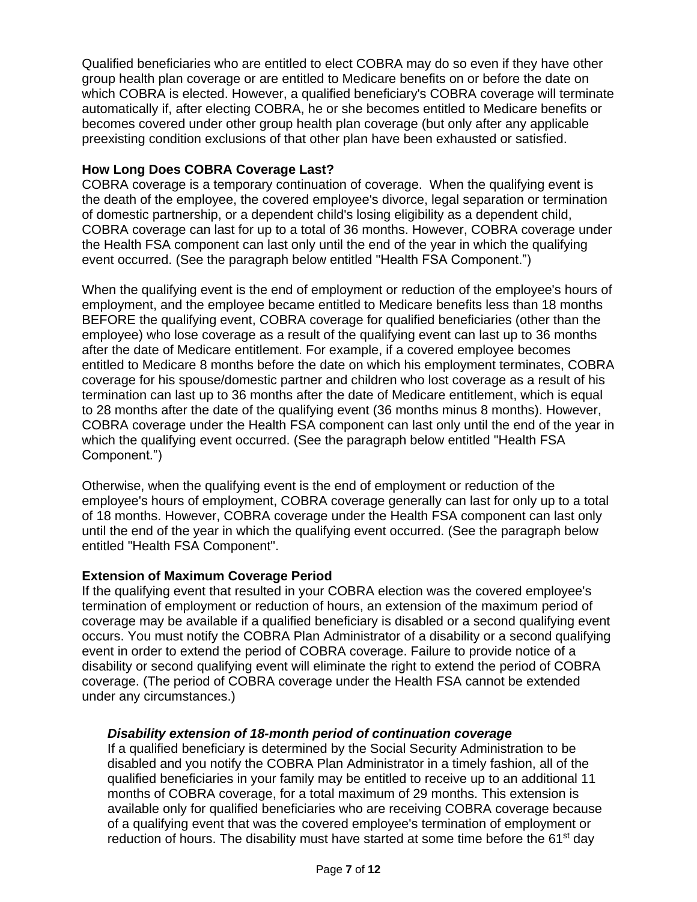Qualified beneficiaries who are entitled to elect COBRA may do so even if they have other group health plan coverage or are entitled to Medicare benefits on or before the date on which COBRA is elected. However, a qualified beneficiary's COBRA coverage will terminate automatically if, after electing COBRA, he or she becomes entitled to Medicare benefits or becomes covered under other group health plan coverage (but only after any applicable preexisting condition exclusions of that other plan have been exhausted or satisfied.

**How Long Does COBRA Coverage Last?**

COBRA coverage is a temporary continuation of coverage. When the qualifying event is the death of the employee, the covered employee's divorce, legal separation or termination of domestic partnership, or a dependent child's losing eligibility as a dependent child, COBRA coverage can last for up to a total of 36 months. However, COBRA coverage under the Health FSA component can last only until the end of the year in which the qualifying event occurred. (See the paragraph below entitled "Health FSA Component.")

When the qualifying event is the end of employment or reduction of the employee's hours of employment, and the employee became entitled to Medicare benefits less than 18 months BEFORE the qualifying event, COBRA coverage for qualified beneficiaries (other than the employee) who lose coverage as a result of the qualifying event can last up to 36 months after the date of Medicare entitlement. For example, if a covered employee becomes entitled to Medicare 8 months before the date on which his employment terminates, COBRA coverage for his spouse/domestic partner and children who lost coverage as a result of his termination can last up to 36 months after the date of Medicare entitlement, which is equal to 28 months after the date of the qualifying event (36 months minus 8 months). However, COBRA coverage under the Health FSA component can last only until the end of the year in which the qualifying event occurred. (See the paragraph below entitled "Health FSA Component.")

Otherwise, when the qualifying event is the end of employment or reduction of the employee's hours of employment, COBRA coverage generally can last for only up to a total of 18 months. However, COBRA coverage under the Health FSA component can last only until the end of the year in which the qualifying event occurred. (See the paragraph below entitled "Health FSA Component".

**Extension of Maximum Coverage Period**

If the qualifying event that resulted in your COBRA election was the covered employee's termination of employment or reduction of hours, an extension of the maximum period of coverage may be available if a qualified beneficiary is disabled or a second qualifying event occurs. You must notify the COBRA Plan Administrator of a disability or a second qualifying event in order to extend the period of COBRA coverage. Failure to provide notice of a disability or second qualifying event will eliminate the right to extend the period of COBRA coverage. (The period of COBRA coverage under the Health FSA cannot be extended under any circumstances.)

***Disability extension of 18-month period of continuation coverage***

If a qualified beneficiary is determined by the Social Security Administration to be disabled and you notify the COBRA Plan Administrator in a timely fashion, all of the qualified beneficiaries in your family may be entitled to receive up to an additional 11 months of COBRA coverage, for a total maximum of 29 months. This extension is available only for qualified beneficiaries who are receiving COBRA coverage because of a qualifying event that was the covered employee's termination of employment or reduction of hours. The disability must have started at some time before the 61st day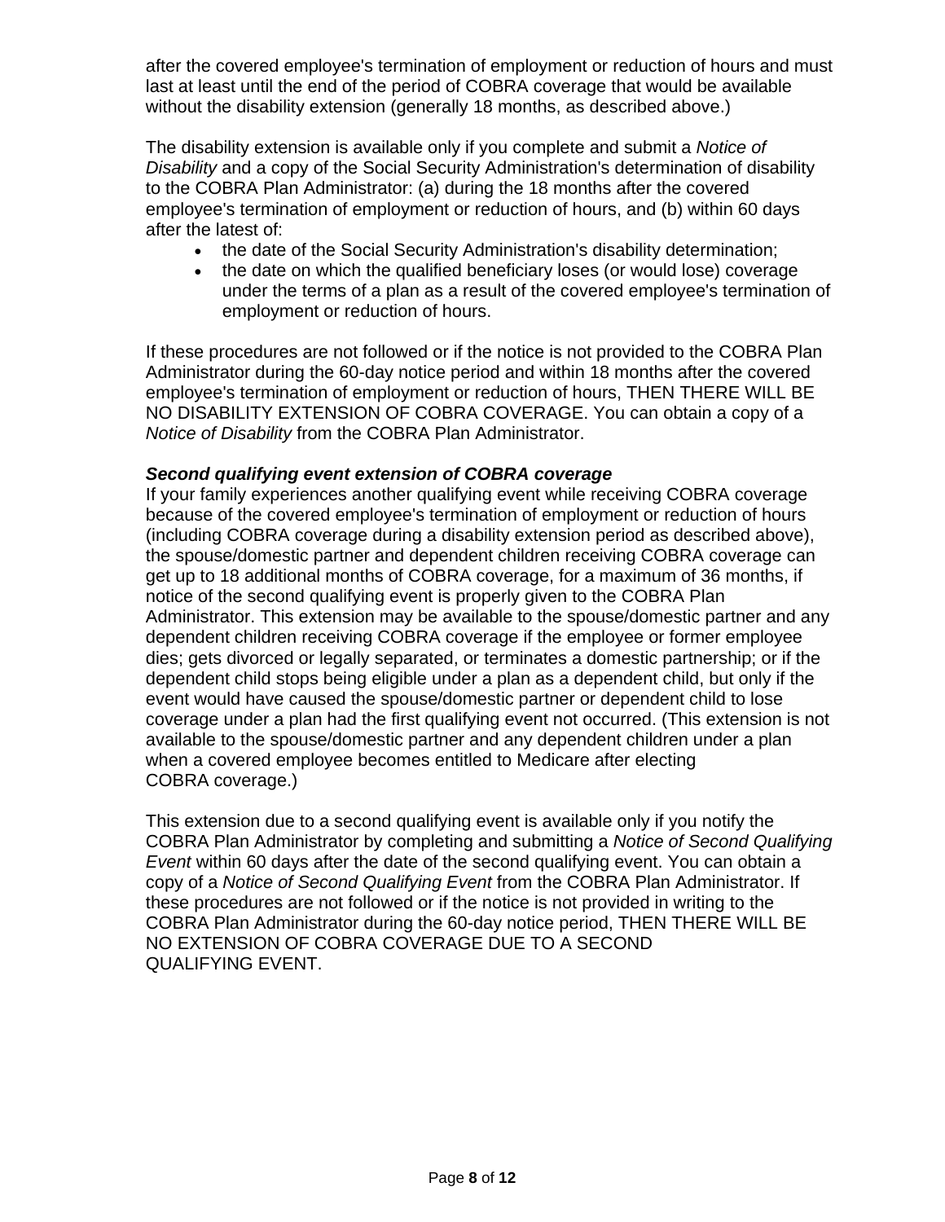after the covered employee's termination of employment or reduction of hours and must last at least until the end of the period of COBRA coverage that would be available without the disability extension (generally 18 months, as described above.)

The disability extension is available only if you complete and submit a *Notice of Disability* and a copy of the Social Security Administration's determination of disability to the COBRA Plan Administrator: (a) during the 18 months after the covered employee's termination of employment or reduction of hours, and (b) within 60 days after the latest of:

- the date of the Social Security Administration's disability determination;
- the date on which the qualified beneficiary loses (or would lose) coverage under the terms of a plan as a result of the covered employee's termination of employment or reduction of hours.

If these procedures are not followed or if the notice is not provided to the COBRA Plan Administrator during the 60-day notice period and within 18 months after the covered employee's termination of employment or reduction of hours, THEN THERE WILL BE NO DISABILITY EXTENSION OF COBRA COVERAGE. You can obtain a copy of a *Notice of Disability* from the COBRA Plan Administrator.

***Second qualifying event extension of COBRA coverage***

If your family experiences another qualifying event while receiving COBRA coverage because of the covered employee's termination of employment or reduction of hours (including COBRA coverage during a disability extension period as described above), the spouse/domestic partner and dependent children receiving COBRA coverage can get up to 18 additional months of COBRA coverage, for a maximum of 36 months, if notice of the second qualifying event is properly given to the COBRA Plan Administrator. This extension may be available to the spouse/domestic partner and any dependent children receiving COBRA coverage if the employee or former employee dies; gets divorced or legally separated, or terminates a domestic partnership; or if the dependent child stops being eligible under a plan as a dependent child, but only if the event would have caused the spouse/domestic partner or dependent child to lose coverage under a plan had the first qualifying event not occurred. (This extension is not available to the spouse/domestic partner and any dependent children under a plan when a covered employee becomes entitled to Medicare after electing COBRA coverage.)

This extension due to a second qualifying event is available only if you notify the COBRA Plan Administrator by completing and submitting a *Notice of Second Qualifying Event* within 60 days after the date of the second qualifying event. You can obtain a copy of a *Notice of Second Qualifying Event* from the COBRA Plan Administrator. If these procedures are not followed or if the notice is not provided in writing to the COBRA Plan Administrator during the 60-day notice period, THEN THERE WILL BE NO EXTENSION OF COBRA COVERAGE DUE TO A SECOND QUALIFYING EVENT.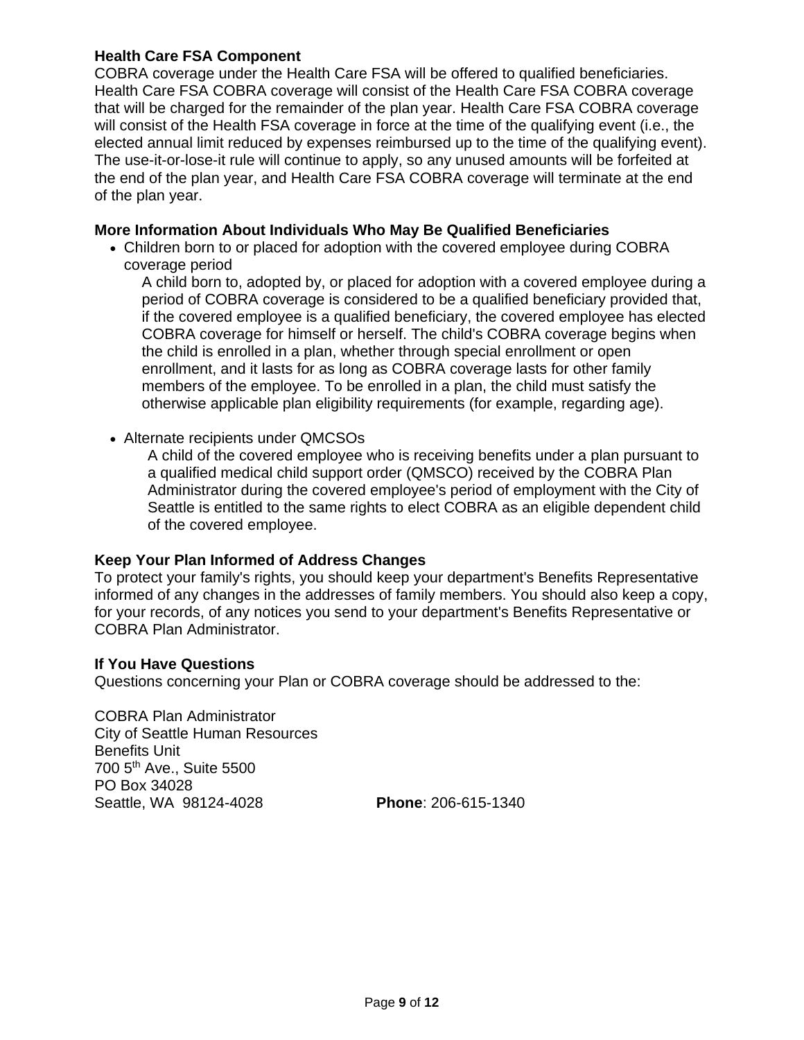**Health Care FSA Component**

COBRA coverage under the Health Care FSA will be offered to qualified beneficiaries. Health Care FSA COBRA coverage will consist of the Health Care FSA COBRA coverage that will be charged for the remainder of the plan year. Health Care FSA COBRA coverage will consist of the Health FSA coverage in force at the time of the qualifying event (i.e., the elected annual limit reduced by expenses reimbursed up to the time of the qualifying event). The use-it-or-lose-it rule will continue to apply, so any unused amounts will be forfeited at the end of the plan year, and Health Care FSA COBRA coverage will terminate at the end of the plan year.

**More Information About Individuals Who May Be Qualified Beneficiaries**

- Children born to or placed for adoption with the covered employee during COBRA coverage period

  A child born to, adopted by, or placed for adoption with a covered employee during a period of COBRA coverage is considered to be a qualified beneficiary provided that, if the covered employee is a qualified beneficiary, the covered employee has elected COBRA coverage for himself or herself. The child's COBRA coverage begins when the child is enrolled in a plan, whether through special enrollment or open enrollment, and it lasts for as long as COBRA coverage lasts for other family members of the employee. To be enrolled in a plan, the child must satisfy the otherwise applicable plan eligibility requirements (for example, regarding age).

- Alternate recipients under QMCSOs

  A child of the covered employee who is receiving benefits under a plan pursuant to a qualified medical child support order (QMSCO) received by the COBRA Plan Administrator during the covered employee's period of employment with the City of Seattle is entitled to the same rights to elect COBRA as an eligible dependent child of the covered employee.

**Keep Your Plan Informed of Address Changes**

To protect your family's rights, you should keep your department's Benefits Representative informed of any changes in the addresses of family members. You should also keep a copy, for your records, of any notices you send to your department's Benefits Representative or COBRA Plan Administrator.

**If You Have Questions**

Questions concerning your Plan or COBRA coverage should be addressed to the:

COBRA Plan Administrator
City of Seattle Human Resources
Benefits Unit
700 5th Ave., Suite 5500
PO Box 34028
Seattle, WA 98124-4028 **Phone**: 206-615-1340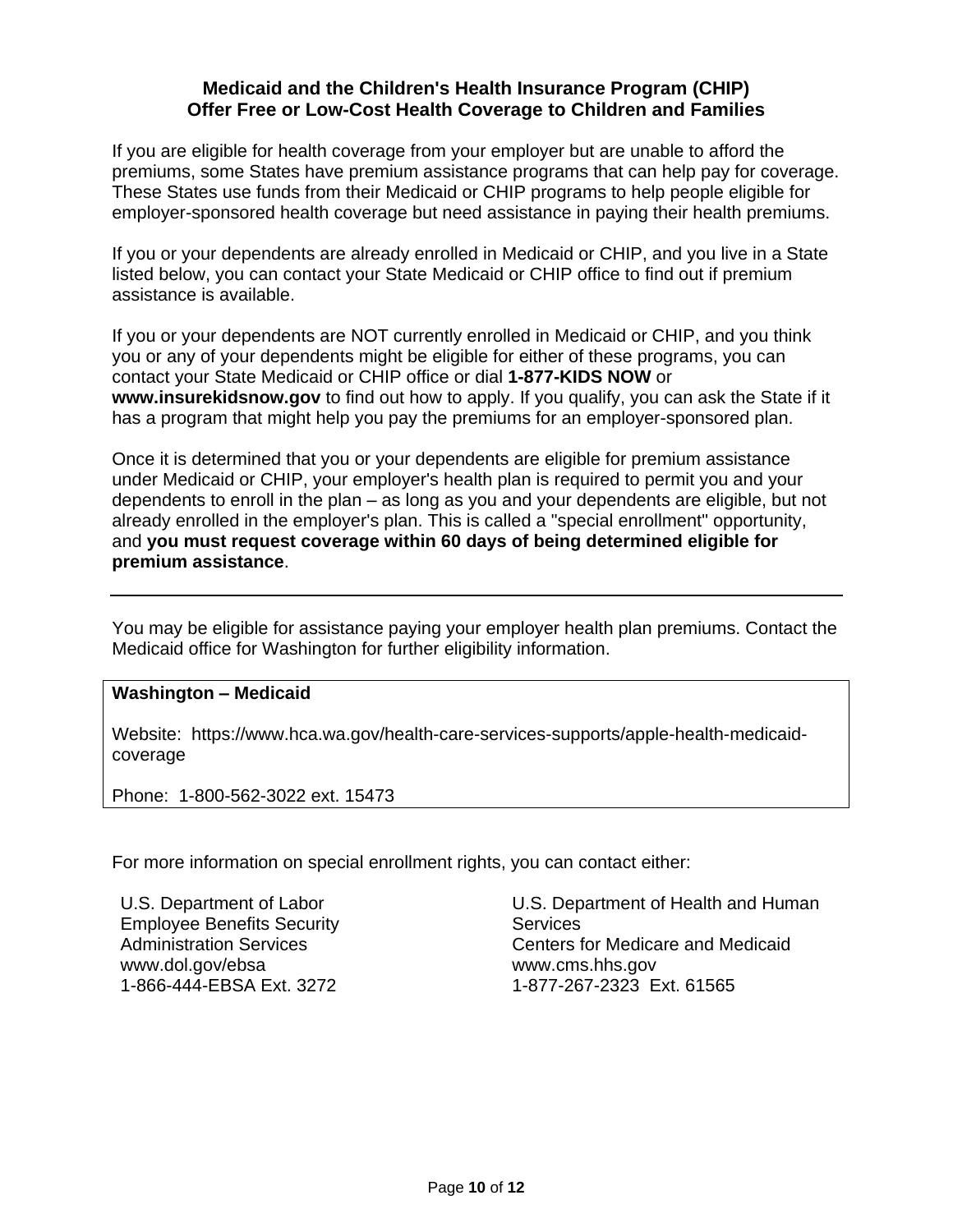## Medicaid and the Children's Health Insurance Program (CHIP) Offer Free or Low-Cost Health Coverage to Children and Families

If you are eligible for health coverage from your employer but are unable to afford the premiums, some States have premium assistance programs that can help pay for coverage. These States use funds from their Medicaid or CHIP programs to help people eligible for employer-sponsored health coverage but need assistance in paying their health premiums.

If you or your dependents are already enrolled in Medicaid or CHIP, and you live in a State listed below, you can contact your State Medicaid or CHIP office to find out if premium assistance is available.

If you or your dependents are NOT currently enrolled in Medicaid or CHIP, and you think you or any of your dependents might be eligible for either of these programs, you can contact your State Medicaid or CHIP office or dial **1-877-KIDS NOW** or **www.insurekidsnow.gov** to find out how to apply. If you qualify, you can ask the State if it has a program that might help you pay the premiums for an employer-sponsored plan.

Once it is determined that you or your dependents are eligible for premium assistance under Medicaid or CHIP, your employer's health plan is required to permit you and your dependents to enroll in the plan – as long as you and your dependents are eligible, but not already enrolled in the employer's plan. This is called a "special enrollment" opportunity, and **you must request coverage within 60 days of being determined eligible for premium assistance**.

---

You may be eligible for assistance paying your employer health plan premiums. Contact the Medicaid office for Washington for further eligibility information.

**Washington – Medicaid**

Website: https://www.hca.wa.gov/health-care-services-supports/apple-health-medicaid-coverage

Phone: 1-800-562-3022 ext. 15473

For more information on special enrollment rights, you can contact either:

U.S. Department of Labor
Employee Benefits Security Administration Services
www.dol.gov/ebsa
1-866-444-EBSA Ext. 3272

U.S. Department of Health and Human Services
Centers for Medicare and Medicaid
www.cms.hhs.gov
1-877-267-2323 Ext. 61565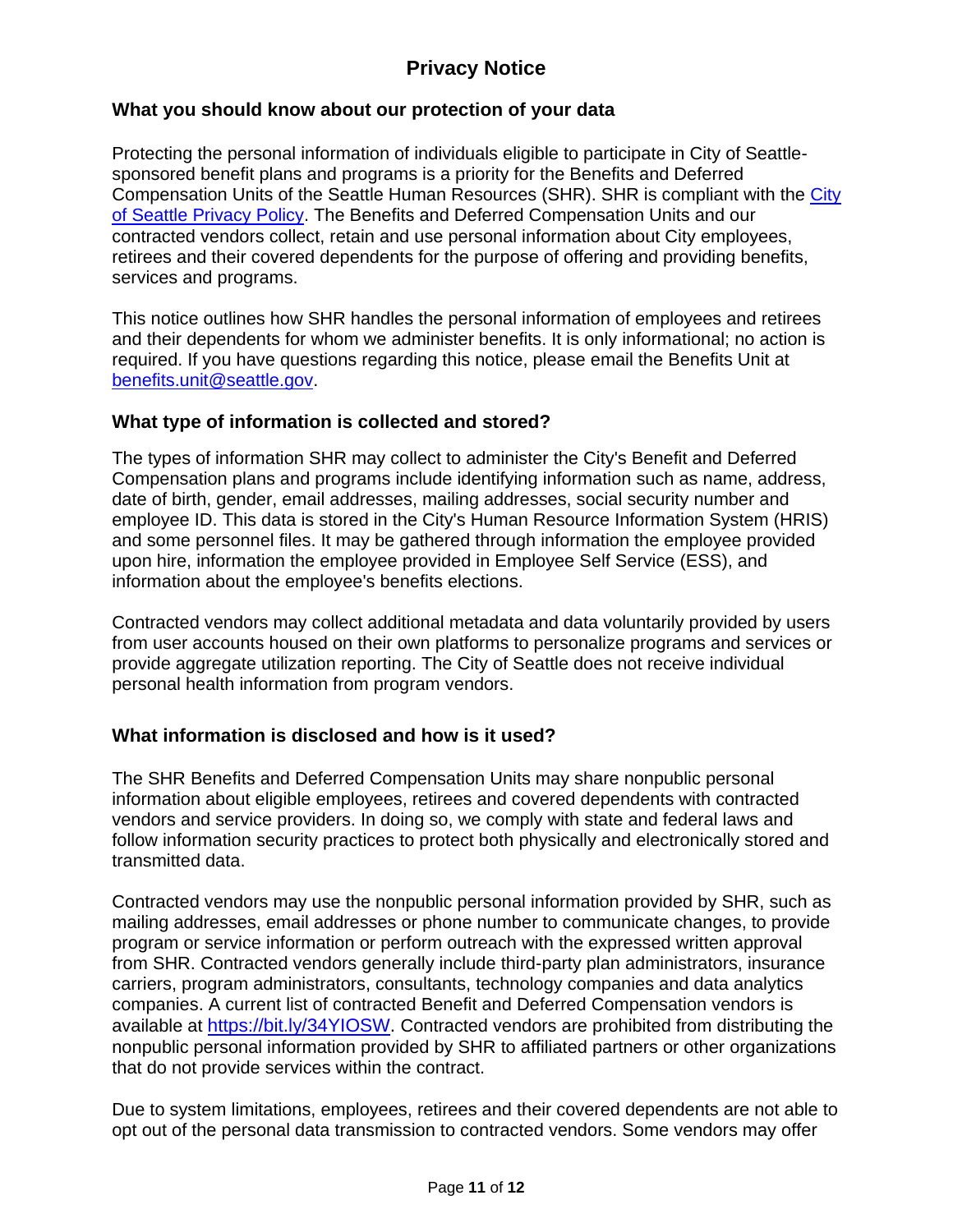# Privacy Notice

## What you should know about our protection of your data

Protecting the personal information of individuals eligible to participate in City of Seattle-sponsored benefit plans and programs is a priority for the Benefits and Deferred Compensation Units of the Seattle Human Resources (SHR). SHR is compliant with the [City of Seattle Privacy Policy](). The Benefits and Deferred Compensation Units and our contracted vendors collect, retain and use personal information about City employees, retirees and their covered dependents for the purpose of offering and providing benefits, services and programs.

This notice outlines how SHR handles the personal information of employees and retirees and their dependents for whom we administer benefits. It is only informational; no action is required. If you have questions regarding this notice, please email the Benefits Unit at [benefits.unit@seattle.gov](mailto:benefits.unit@seattle.gov).

## What type of information is collected and stored?

The types of information SHR may collect to administer the City's Benefit and Deferred Compensation plans and programs include identifying information such as name, address, date of birth, gender, email addresses, mailing addresses, social security number and employee ID. This data is stored in the City's Human Resource Information System (HRIS) and some personnel files. It may be gathered through information the employee provided upon hire, information the employee provided in Employee Self Service (ESS), and information about the employee's benefits elections.

Contracted vendors may collect additional metadata and data voluntarily provided by users from user accounts housed on their own platforms to personalize programs and services or provide aggregate utilization reporting. The City of Seattle does not receive individual personal health information from program vendors.

## What information is disclosed and how is it used?

The SHR Benefits and Deferred Compensation Units may share nonpublic personal information about eligible employees, retirees and covered dependents with contracted vendors and service providers. In doing so, we comply with state and federal laws and follow information security practices to protect both physically and electronically stored and transmitted data.

Contracted vendors may use the nonpublic personal information provided by SHR, such as mailing addresses, email addresses or phone number to communicate changes, to provide program or service information or perform outreach with the expressed written approval from SHR. Contracted vendors generally include third-party plan administrators, insurance carriers, program administrators, consultants, technology companies and data analytics companies. A current list of contracted Benefit and Deferred Compensation vendors is available at [https://bit.ly/34YIOSW](https://bit.ly/34YIOSW). Contracted vendors are prohibited from distributing the nonpublic personal information provided by SHR to affiliated partners or other organizations that do not provide services within the contract.

Due to system limitations, employees, retirees and their covered dependents are not able to opt out of the personal data transmission to contracted vendors. Some vendors may offer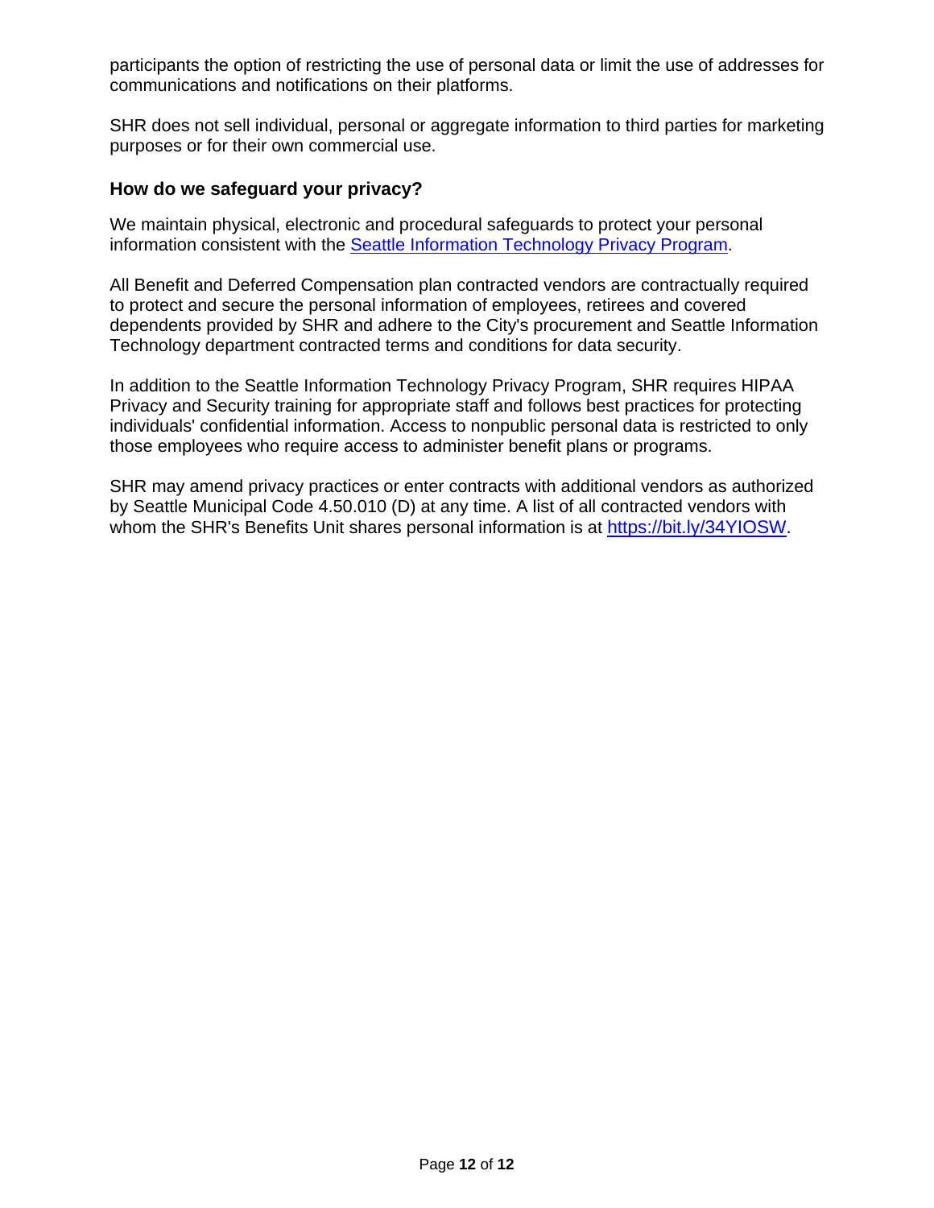participants the option of restricting the use of personal data or limit the use of addresses for communications and notifications on their platforms.

SHR does not sell individual, personal or aggregate information to third parties for marketing purposes or for their own commercial use.

### How do we safeguard your privacy?

We maintain physical, electronic and procedural safeguards to protect your personal information consistent with the Seattle Information Technology Privacy Program.

All Benefit and Deferred Compensation plan contracted vendors are contractually required to protect and secure the personal information of employees, retirees and covered dependents provided by SHR and adhere to the City's procurement and Seattle Information Technology department contracted terms and conditions for data security.

In addition to the Seattle Information Technology Privacy Program, SHR requires HIPAA Privacy and Security training for appropriate staff and follows best practices for protecting individuals' confidential information. Access to nonpublic personal data is restricted to only those employees who require access to administer benefit plans or programs.

SHR may amend privacy practices or enter contracts with additional vendors as authorized by Seattle Municipal Code 4.50.010 (D) at any time. A list of all contracted vendors with whom the SHR's Benefits Unit shares personal information is at https://bit.ly/34YIOSW.